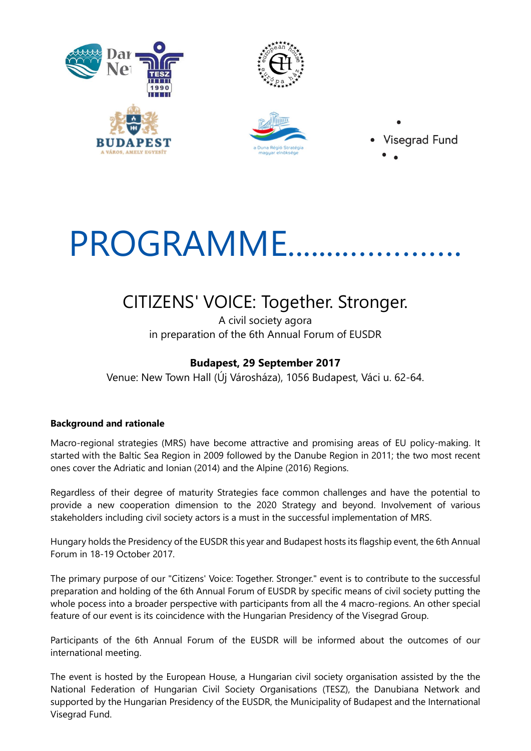# PROGRAMME…………………

## CITIZENS' VOICE: Together. Stronger.

A civil society agora
in preparation of the 6th Annual Forum of EUSDR

**Budapest, 29 September 2017**

Venue: New Town Hall (Új Városháza), 1056 Budapest, Váci u. 62-64.

**Background and rationale**

Macro-regional strategies (MRS) have become attractive and promising areas of EU policy-making. It started with the Baltic Sea Region in 2009 followed by the Danube Region in 2011; the two most recent ones cover the Adriatic and Ionian (2014) and the Alpine (2016) Regions.

Regardless of their degree of maturity Strategies face common challenges and have the potential to provide a new cooperation dimension to the 2020 Strategy and beyond. Involvement of various stakeholders including civil society actors is a must in the successful implementation of MRS.

Hungary holds the Presidency of the EUSDR this year and Budapest hosts its flagship event, the 6th Annual Forum in 18-19 October 2017.

The primary purpose of our "Citizens' Voice: Together. Stronger." event is to contribute to the successful preparation and holding of the 6th Annual Forum of EUSDR by specific means of civil society putting the whole pocess into a broader perspective with participants from all the 4 macro-regions. An other special feature of our event is its coincidence with the Hungarian Presidency of the Visegrad Group.

Participants of the 6th Annual Forum of the EUSDR will be informed about the outcomes of our international meeting.

The event is hosted by the European House, a Hungarian civil society organisation assisted by the the National Federation of Hungarian Civil Society Organisations (TESZ), the Danubiana Network and supported by the Hungarian Presidency of the EUSDR, the Municipality of Budapest and the International Visegrad Fund.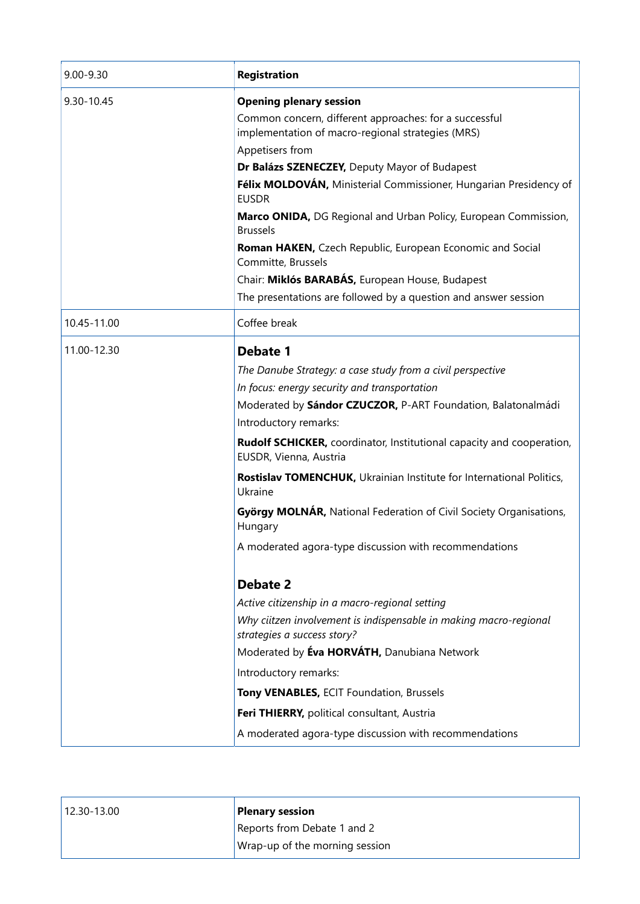| 9.00-9.30 | **Registration** |
| --- | --- |
| 9.30-10.45 | **Opening plenary session**<br>Common concern, different approaches: for a successful implementation of macro-regional strategies (MRS)<br>Appetisers from<br>**Dr Balázs SZENECZEY,** Deputy Mayor of Budapest<br>**Félix MOLDOVÁN,** Ministerial Commissioner, Hungarian Presidency of EUSDR<br>**Marco ONIDA,** DG Regional and Urban Policy, European Commission, Brussels<br>**Roman HAKEN,** Czech Republic, European Economic and Social Committe, Brussels<br>Chair: **Miklós BARABÁS,** European House, Budapest<br>The presentations are followed by a question and answer session |
| 10.45-11.00 | Coffee break |
| 11.00-12.30 | **Debate 1**<br>*The Danube Strategy: a case study from a civil perspective*<br>*In focus: energy security and transportation*<br>Moderated by **Sándor CZUCZOR,** P-ART Foundation, Balatonalmádi<br>Introductory remarks:<br>**Rudolf SCHICKER,** coordinator, Institutional capacity and cooperation, EUSDR, Vienna, Austria<br>**Rostislav TOMENCHUK,** Ukrainian Institute for International Politics, Ukraine<br>**György MOLNÁR,** National Federation of Civil Society Organisations, Hungary<br>A moderated agora-type discussion with recommendations<br><br>**Debate 2**<br>*Active citizenship in a macro-regional setting*<br>*Why ciitzen involvement is indispensable in making macro-regional strategies a success story?*<br>Moderated by **Éva HORVÁTH,** Danubiana Network<br>Introductory remarks:<br>**Tony VENABLES,** ECIT Foundation, Brussels<br>**Feri THIERRY,** political consultant, Austria<br>A moderated agora-type discussion with recommendations |

| 12.30-13.00 | **Plenary session**<br>Reports from Debate 1 and 2<br>Wrap-up of the morning session |
| --- | --- |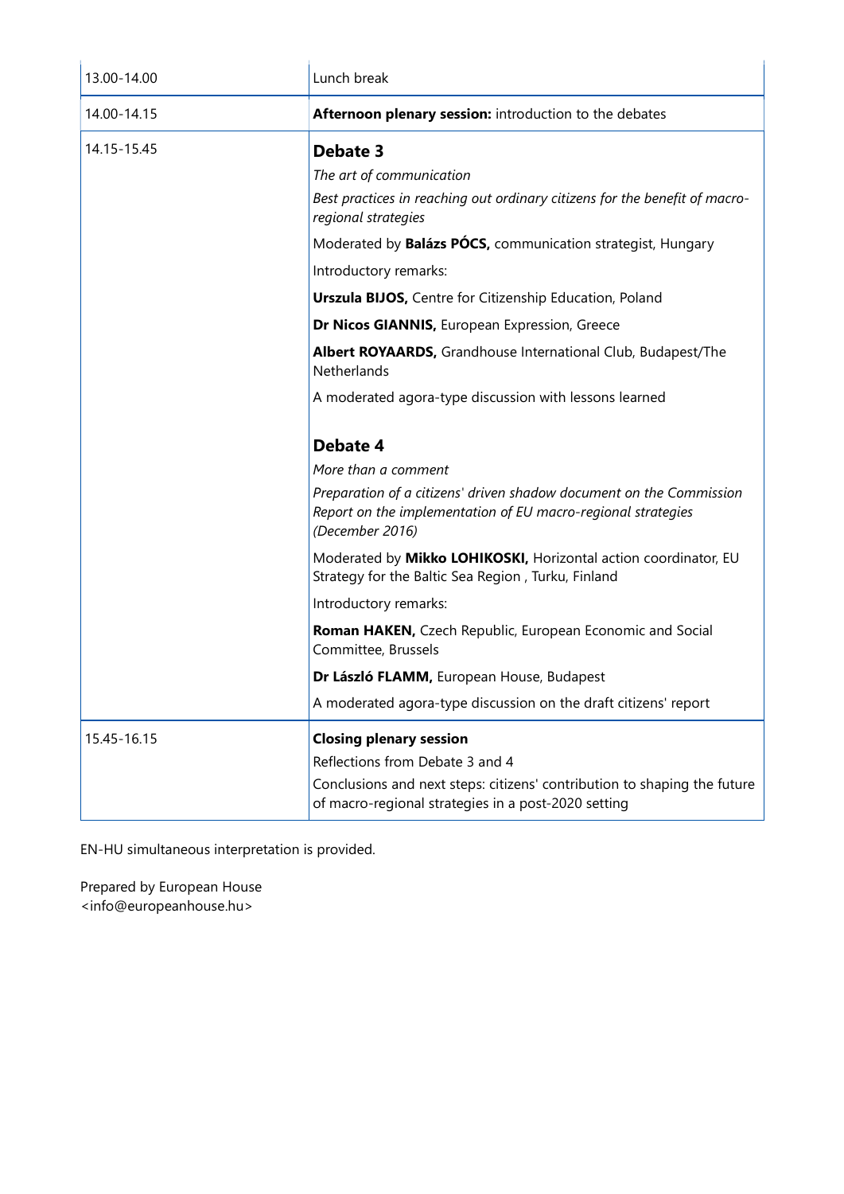| | |
|---|---|
| 13.00-14.00 | Lunch break |
| 14.00-14.15 | **Afternoon plenary session:** introduction to the debates |
| 14.15-15.45 | **Debate 3**<br>*The art of communication*<br>*Best practices in reaching out ordinary citizens for the benefit of macro-regional strategies*<br>Moderated by **Balázs PÓCS,** communication strategist, Hungary<br>Introductory remarks:<br>**Urszula BIJOS,** Centre for Citizenship Education, Poland<br>**Dr Nicos GIANNIS,** European Expression, Greece<br>**Albert ROYAARDS,** Grandhouse International Club, Budapest/The Netherlands<br>A moderated agora-type discussion with lessons learned<br><br>**Debate 4**<br>*More than a comment*<br>*Preparation of a citizens' driven shadow document on the Commission Report on the implementation of EU macro-regional strategies (December 2016)*<br>Moderated by **Mikko LOHIKOSKI,** Horizontal action coordinator, EU Strategy for the Baltic Sea Region , Turku, Finland<br>Introductory remarks:<br>**Roman HAKEN,** Czech Republic, European Economic and Social Committee, Brussels<br>**Dr László FLAMM,** European House, Budapest<br>A moderated agora-type discussion on the draft citizens' report |
| 15.45-16.15 | **Closing plenary session**<br>Reflections from Debate 3 and 4<br>Conclusions and next steps: citizens' contribution to shaping the future of macro-regional strategies in a post-2020 setting |

EN-HU simultaneous interpretation is provided.

Prepared by European House
<info@europeanhouse.hu>